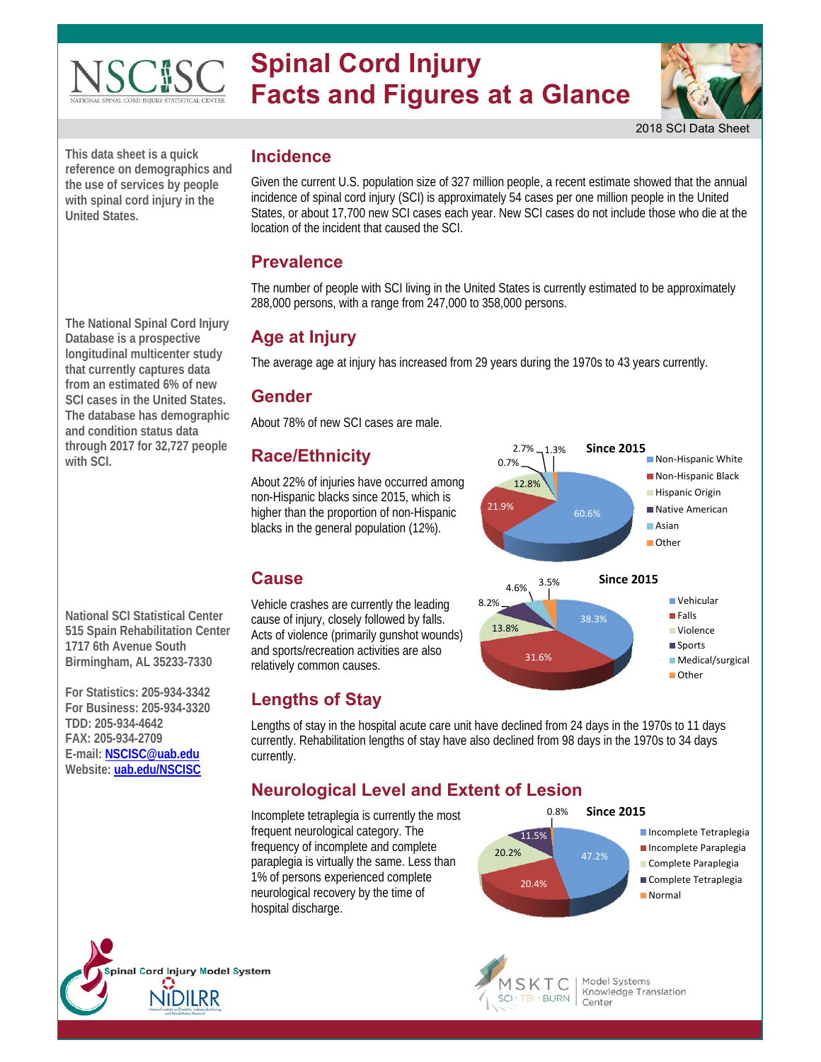# Spinal Cord Injury Facts and Figures at a Glance

2018 SCI Data Sheet

**This data sheet is a quick reference on demographics and the use of services by people with spinal cord injury in the United States.**

## Incidence

Given the current U.S. population size of 327 million people, a recent estimate showed that the annual incidence of spinal cord injury (SCI) is approximately 54 cases per one million people in the United States, or about 17,700 new SCI cases each year. New SCI cases do not include those who die at the location of the incident that caused the SCI.

## Prevalence

The number of people with SCI living in the United States is currently estimated to be approximately 288,000 persons, with a range from 247,000 to 358,000 persons.

**The National Spinal Cord Injury Database is a prospective longitudinal multicenter study that currently captures data from an estimated 6% of new SCI cases in the United States. The database has demographic and condition status data through 2017 for 32,727 people with SCI.**

## Age at Injury

The average age at injury has increased from 29 years during the 1970s to 43 years currently.

## Gender

About 78% of new SCI cases are male.

## Race/Ethnicity

About 22% of injuries have occurred among non-Hispanic blacks since 2015, which is higher than the proportion of non-Hispanic blacks in the general population (12%).

**Since 2015**

| Race/Ethnicity | Percent |
| --- | --- |
| Non-Hispanic White | 60.6% |
| Non-Hispanic Black | 21.9% |
| Hispanic Origin | 12.8% |
| Native American | 0.7% |
| Asian | 2.7% |
| Other | 1.3% |

## Cause

Vehicle crashes are currently the leading cause of injury, closely followed by falls. Acts of violence (primarily gunshot wounds) and sports/recreation activities are also relatively common causes.

**Since 2015**

| Cause | Percent |
| --- | --- |
| Vehicular | 38.3% |
| Falls | 31.6% |
| Violence | 13.8% |
| Sports | 8.2% |
| Medical/surgical | 4.6% |
| Other | 3.5% |

## Lengths of Stay

Lengths of stay in the hospital acute care unit have declined from 24 days in the 1970s to 11 days currently. Rehabilitation lengths of stay have also declined from 98 days in the 1970s to 34 days currently.

## Neurological Level and Extent of Lesion

Incomplete tetraplegia is currently the most frequent neurological category. The frequency of incomplete and complete paraplegia is virtually the same. Less than 1% of persons experienced complete neurological recovery by the time of hospital discharge.

**Since 2015**

| Category | Percent |
| --- | --- |
| Incomplete Tetraplegia | 47.2% |
| Incomplete Paraplegia | 20.4% |
| Complete Paraplegia | 20.2% |
| Complete Tetraplegia | 11.5% |
| Normal | 0.8% |

**National SCI Statistical Center**
**515 Spain Rehabilitation Center**
**1717 6th Avenue South**
**Birmingham, AL 35233-7330**

**For Statistics: 205-934-3342**
**For Business: 205-934-3320**
**TDD: 205-934-4642**
**FAX: 205-934-2709**
**E-mail: NSCISC@uab.edu**
**Website: uab.edu/NSCISC**

Spinal Cord Injury Model System

NIDILRR

MSKTC SCI · TBI · BURN | Model Systems Knowledge Translation Center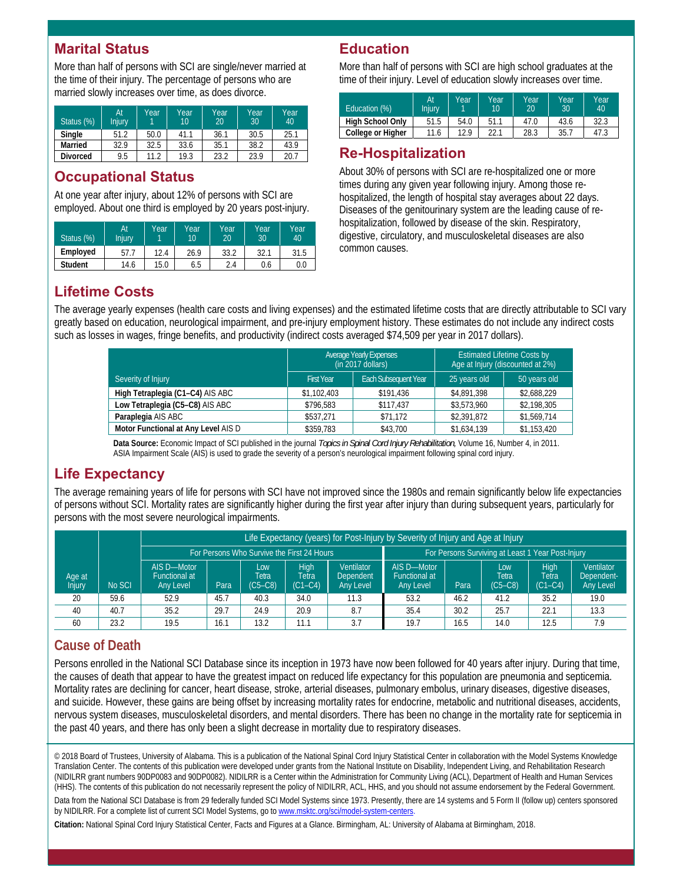## Marital Status

More than half of persons with SCI are single/never married at the time of their injury. The percentage of persons who are married slowly increases over time, as does divorce.

| Status (%) | At Injury | Year 1 | Year 10 | Year 20 | Year 30 | Year 40 |
|---|---|---|---|---|---|---|
| **Single** | 51.2 | 50.0 | 41.1 | 36.1 | 30.5 | 25.1 |
| **Married** | 32.9 | 32.5 | 33.6 | 35.1 | 38.2 | 43.9 |
| **Divorced** | 9.5 | 11.2 | 19.3 | 23.2 | 23.9 | 20.7 |

## Occupational Status

At one year after injury, about 12% of persons with SCI are employed. About one third is employed by 20 years post-injury.

| Status (%) | At Injury | Year 1 | Year 10 | Year 20 | Year 30 | Year 40 |
|---|---|---|---|---|---|---|
| **Employed** | 57.7 | 12.4 | 26.9 | 33.2 | 32.1 | 31.5 |
| **Student** | 14.6 | 15.0 | 6.5 | 2.4 | 0.6 | 0.0 |

## Education

More than half of persons with SCI are high school graduates at the time of their injury. Level of education slowly increases over time.

| Education (%) | At Injury | Year 1 | Year 10 | Year 20 | Year 30 | Year 40 |
|---|---|---|---|---|---|---|
| **High School Only** | 51.5 | 54.0 | 51.1 | 47.0 | 43.6 | 32.3 |
| **College or Higher** | 11.6 | 12.9 | 22.1 | 28.3 | 35.7 | 47.3 |

## Re-Hospitalization

About 30% of persons with SCI are re-hospitalized one or more times during any given year following injury. Among those re-hospitalized, the length of hospital stay averages about 22 days. Diseases of the genitourinary system are the leading cause of re-hospitalization, followed by disease of the skin. Respiratory, digestive, circulatory, and musculoskeletal diseases are also common causes.

## Lifetime Costs

The average yearly expenses (health care costs and living expenses) and the estimated lifetime costs that are directly attributable to SCI vary greatly based on education, neurological impairment, and pre-injury employment history. These estimates do not include any indirect costs such as losses in wages, fringe benefits, and productivity (indirect costs averaged $74,509 per year in 2017 dollars).

| | Average Yearly Expenses (in 2017 dollars) | | Estimated Lifetime Costs by Age at Injury (discounted at 2%) | |
|---|---|---|---|---|
| Severity of Injury | First Year | Each Subsequent Year | 25 years old | 50 years old |
| **High Tetraplegia (C1–C4)** AIS ABC | $1,102,403 | $191,436 | $4,891,398 | $2,688,229 |
| **Low Tetraplegia (C5–C8)** AIS ABC | $796,583 | $117,437 | $3,573,960 | $2,198,305 |
| **Paraplegia** AIS ABC | $537,271 | $71,172 | $2,391,872 | $1,569,714 |
| **Motor Functional at Any Level** AIS D | $359,783 | $43,700 | $1,634,139 | $1,153,420 |

**Data Source:** Economic Impact of SCI published in the journal *Topics in Spinal Cord Injury Rehabilitation*, Volume 16, Number 4, in 2011. ASIA Impairment Scale (AIS) is used to grade the severity of a person's neurological impairment following spinal cord injury.

## Life Expectancy

The average remaining years of life for persons with SCI have not improved since the 1980s and remain significantly below life expectancies of persons without SCI. Mortality rates are significantly higher during the first year after injury than during subsequent years, particularly for persons with the most severe neurological impairments.

| | | Life Expectancy (years) for Post-Injury by Severity of Injury and Age at Injury | | | | | | | | | |
|---|---|---|---|---|---|---|---|---|---|---|---|
| | | For Persons Who Survive the First 24 Hours | | | | | For Persons Surviving at Least 1 Year Post-Injury | | | | |
| Age at Injury | No SCI | AIS D—Motor Functional at Any Level | Para | Low Tetra (C5–C8) | High Tetra (C1–C4) | Ventilator Dependent Any Level | AIS D—Motor Functional at Any Level | Para | Low Tetra (C5–C8) | High Tetra (C1–C4) | Ventilator Dependent-Any Level |
| 20 | 59.6 | 52.9 | 45.7 | 40.3 | 34.0 | 11.3 | 53.2 | 46.2 | 41.2 | 35.2 | 19.0 |
| 40 | 40.7 | 35.2 | 29.7 | 24.9 | 20.9 | 8.7 | 35.4 | 30.2 | 25.7 | 22.1 | 13.3 |
| 60 | 23.2 | 19.5 | 16.1 | 13.2 | 11.1 | 3.7 | 19.7 | 16.5 | 14.0 | 12.5 | 7.9 |

## Cause of Death

Persons enrolled in the National SCI Database since its inception in 1973 have now been followed for 40 years after injury. During that time, the causes of death that appear to have the greatest impact on reduced life expectancy for this population are pneumonia and septicemia. Mortality rates are declining for cancer, heart disease, stroke, arterial diseases, pulmonary embolus, urinary diseases, digestive diseases, and suicide. However, these gains are being offset by increasing mortality rates for endocrine, metabolic and nutritional diseases, accidents, nervous system diseases, musculoskeletal disorders, and mental disorders. There has been no change in the mortality rate for septicemia in the past 40 years, and there has only been a slight decrease in mortality due to respiratory diseases.

© 2018 Board of Trustees, University of Alabama. This is a publication of the National Spinal Cord Injury Statistical Center in collaboration with the Model Systems Knowledge Translation Center. The contents of this publication were developed under grants from the National Institute on Disability, Independent Living, and Rehabilitation Research (NIDILRR grant numbers 90DP0083 and 90DP0082). NIDILRR is a Center within the Administration for Community Living (ACL), Department of Health and Human Services (HHS). The contents of this publication do not necessarily represent the policy of NIDILRR, ACL, HHS, and you should not assume endorsement by the Federal Government.

Data from the National SCI Database is from 29 federally funded SCI Model Systems since 1973. Presently, there are 14 systems and 5 Form II (follow up) centers sponsored by NIDILRR. For a complete list of current SCI Model Systems, go to www.msktc.org/sci/model-system-centers.

**Citation:** National Spinal Cord Injury Statistical Center, Facts and Figures at a Glance. Birmingham, AL: University of Alabama at Birmingham, 2018.